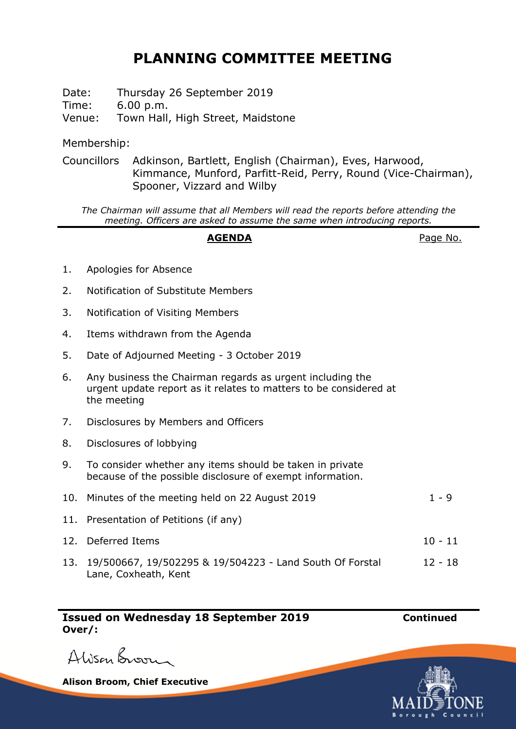# PLANNING COMMITTEE MEETING

Date: Thursday 26 September 2019
Time: 6.00 p.m.
Venue: Town Hall, High Street, Maidstone

Membership:

Councillors Adkinson, Bartlett, English (Chairman), Eves, Harwood, Kimmance, Munford, Parfitt-Reid, Perry, Round (Vice-Chairman), Spooner, Vizzard and Wilby

*The Chairman will assume that all Members will read the reports before attending the meeting. Officers are asked to assume the same when introducing reports.*

| **AGENDA** | Page No. |
| --- | --- |
| 1. Apologies for Absence | |
| 2. Notification of Substitute Members | |
| 3. Notification of Visiting Members | |
| 4. Items withdrawn from the Agenda | |
| 5. Date of Adjourned Meeting - 3 October 2019 | |
| 6. Any business the Chairman regards as urgent including the urgent update report as it relates to matters to be considered at the meeting | |
| 7. Disclosures by Members and Officers | |
| 8. Disclosures of lobbying | |
| 9. To consider whether any items should be taken in private because of the possible disclosure of exempt information. | |
| 10. Minutes of the meeting held on 22 August 2019 | 1 - 9 |
| 11. Presentation of Petitions (if any) | |
| 12. Deferred Items | 10 - 11 |
| 13. 19/500667, 19/502295 & 19/504223 - Land South Of Forstal Lane, Coxheath, Kent | 12 - 18 |

**Issued on Wednesday 18 September 2019** **Continued Over/:**

Alison Broom

**Alison Broom, Chief Executive**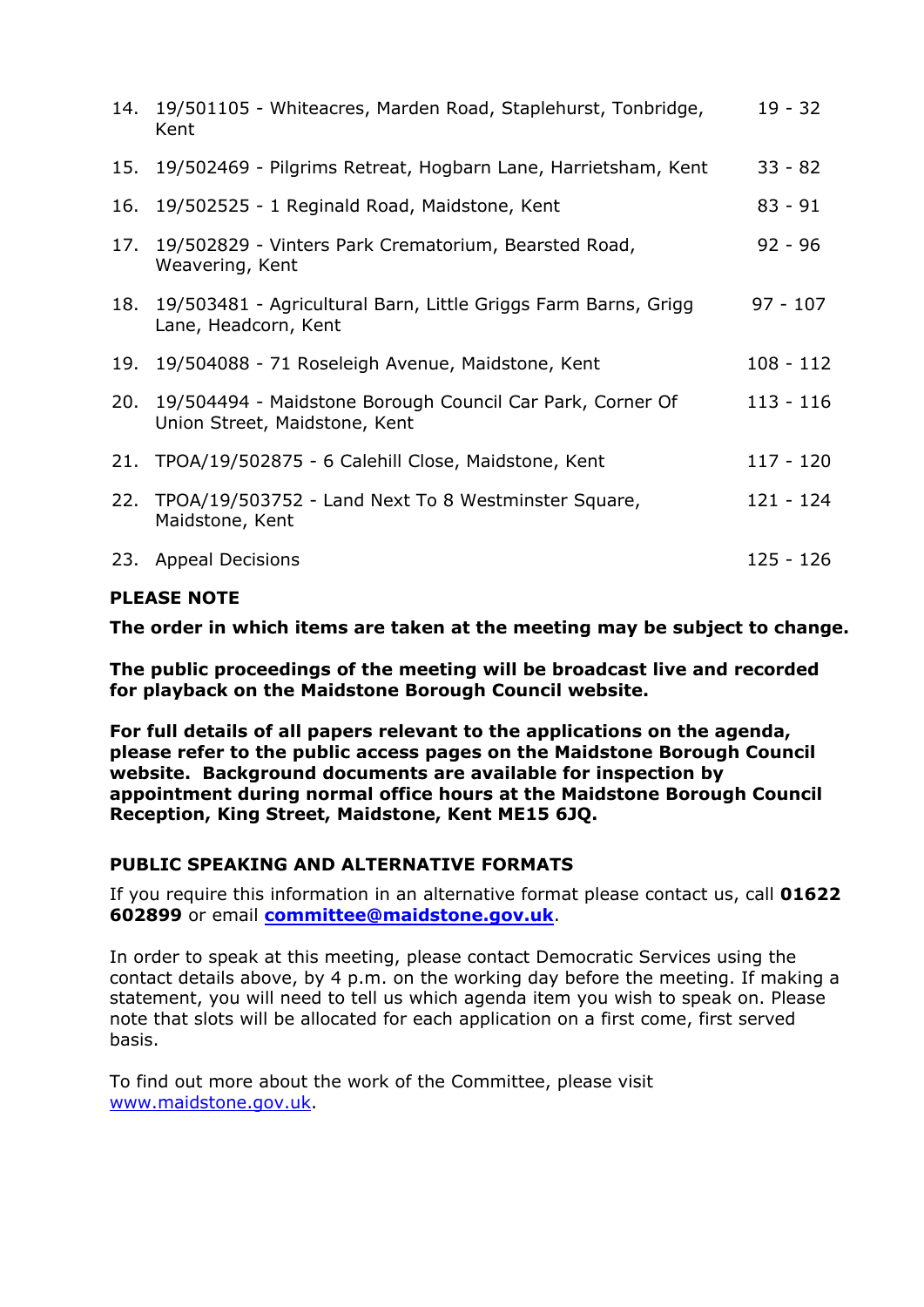| | | |
|---|---|---|
| 14. | 19/501105 - Whiteacres, Marden Road, Staplehurst, Tonbridge, Kent | 19 - 32 |
| 15. | 19/502469 - Pilgrims Retreat, Hogbarn Lane, Harrietsham, Kent | 33 - 82 |
| 16. | 19/502525 - 1 Reginald Road, Maidstone, Kent | 83 - 91 |
| 17. | 19/502829 - Vinters Park Crematorium, Bearsted Road, Weavering, Kent | 92 - 96 |
| 18. | 19/503481 - Agricultural Barn, Little Griggs Farm Barns, Grigg Lane, Headcorn, Kent | 97 - 107 |
| 19. | 19/504088 - 71 Roseleigh Avenue, Maidstone, Kent | 108 - 112 |
| 20. | 19/504494 - Maidstone Borough Council Car Park, Corner Of Union Street, Maidstone, Kent | 113 - 116 |
| 21. | TPOA/19/502875 - 6 Calehill Close, Maidstone, Kent | 117 - 120 |
| 22. | TPOA/19/503752 - Land Next To 8 Westminster Square, Maidstone, Kent | 121 - 124 |
| 23. | Appeal Decisions | 125 - 126 |

**PLEASE NOTE**

**The order in which items are taken at the meeting may be subject to change.**

**The public proceedings of the meeting will be broadcast live and recorded for playback on the Maidstone Borough Council website.**

**For full details of all papers relevant to the applications on the agenda, please refer to the public access pages on the Maidstone Borough Council website. Background documents are available for inspection by appointment during normal office hours at the Maidstone Borough Council Reception, King Street, Maidstone, Kent ME15 6JQ.**

**PUBLIC SPEAKING AND ALTERNATIVE FORMATS**

If you require this information in an alternative format please contact us, call **01622 602899** or email **committee@maidstone.gov.uk**.

In order to speak at this meeting, please contact Democratic Services using the contact details above, by 4 p.m. on the working day before the meeting. If making a statement, you will need to tell us which agenda item you wish to speak on. Please note that slots will be allocated for each application on a first come, first served basis.

To find out more about the work of the Committee, please visit www.maidstone.gov.uk.